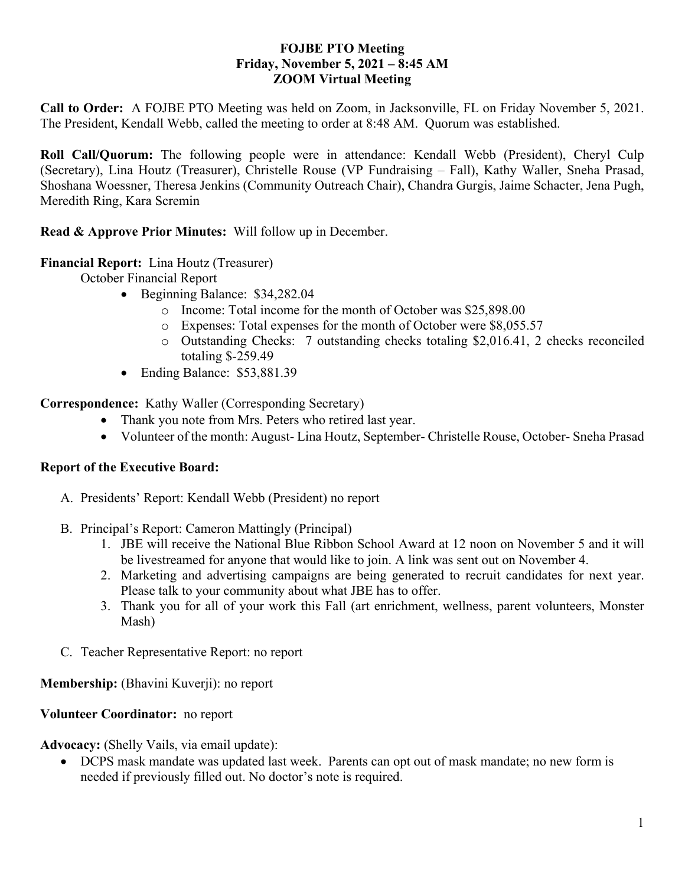**FOJBE PTO Meeting**
**Friday, November 5, 2021 – 8:45 AM**
**ZOOM Virtual Meeting**

**Call to Order:** A FOJBE PTO Meeting was held on Zoom, in Jacksonville, FL on Friday November 5, 2021. The President, Kendall Webb, called the meeting to order at 8:48 AM. Quorum was established.

**Roll Call/Quorum:** The following people were in attendance: Kendall Webb (President), Cheryl Culp (Secretary), Lina Houtz (Treasurer), Christelle Rouse (VP Fundraising – Fall), Kathy Waller, Sneha Prasad, Shoshana Woessner, Theresa Jenkins (Community Outreach Chair), Chandra Gurgis, Jaime Schacter, Jena Pugh, Meredith Ring, Kara Scremin

**Read & Approve Prior Minutes:** Will follow up in December.

**Financial Report:** Lina Houtz (Treasurer)

October Financial Report

- Beginning Balance: $34,282.04
  - Income: Total income for the month of October was $25,898.00
  - Expenses: Total expenses for the month of October were $8,055.57
  - Outstanding Checks: 7 outstanding checks totaling $2,016.41, 2 checks reconciled totaling $-259.49
- Ending Balance: $53,881.39

**Correspondence:** Kathy Waller (Corresponding Secretary)

- Thank you note from Mrs. Peters who retired last year.
- Volunteer of the month: August- Lina Houtz, September- Christelle Rouse, October- Sneha Prasad

**Report of the Executive Board:**

A. Presidents' Report: Kendall Webb (President) no report

B. Principal's Report: Cameron Mattingly (Principal)
   1. JBE will receive the National Blue Ribbon School Award at 12 noon on November 5 and it will be livestreamed for anyone that would like to join. A link was sent out on November 4.
   2. Marketing and advertising campaigns are being generated to recruit candidates for next year. Please talk to your community about what JBE has to offer.
   3. Thank you for all of your work this Fall (art enrichment, wellness, parent volunteers, Monster Mash)

C. Teacher Representative Report: no report

**Membership:** (Bhavini Kuverji): no report

**Volunteer Coordinator:** no report

**Advocacy:** (Shelly Vails, via email update):

- DCPS mask mandate was updated last week. Parents can opt out of mask mandate; no new form is needed if previously filled out. No doctor's note is required.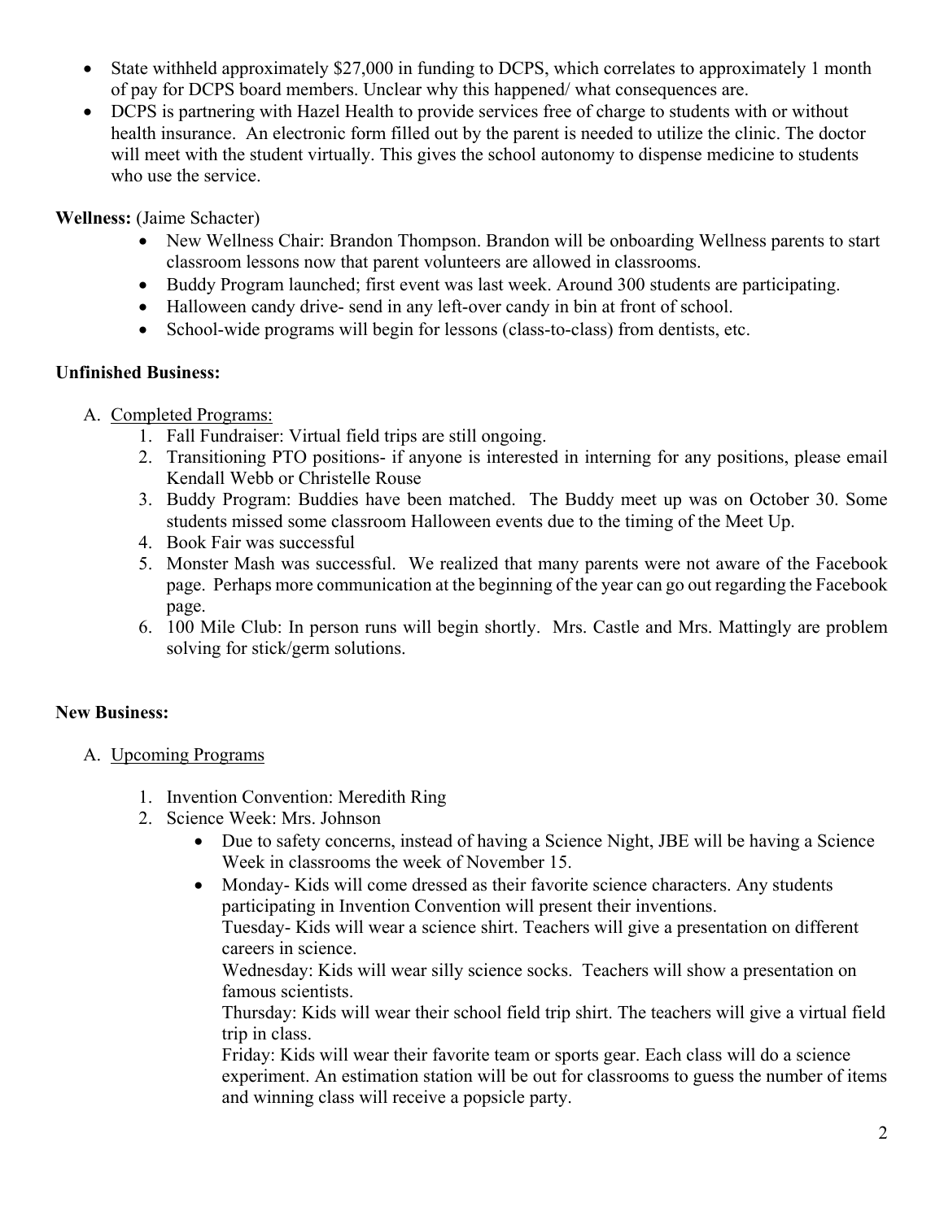- State withheld approximately $27,000 in funding to DCPS, which correlates to approximately 1 month of pay for DCPS board members. Unclear why this happened/ what consequences are.
- DCPS is partnering with Hazel Health to provide services free of charge to students with or without health insurance. An electronic form filled out by the parent is needed to utilize the clinic. The doctor will meet with the student virtually. This gives the school autonomy to dispense medicine to students who use the service.

**Wellness:** (Jaime Schacter)

- New Wellness Chair: Brandon Thompson. Brandon will be onboarding Wellness parents to start classroom lessons now that parent volunteers are allowed in classrooms.
- Buddy Program launched; first event was last week. Around 300 students are participating.
- Halloween candy drive- send in any left-over candy in bin at front of school.
- School-wide programs will begin for lessons (class-to-class) from dentists, etc.

**Unfinished Business:**

A. Completed Programs:

1. Fall Fundraiser: Virtual field trips are still ongoing.
2. Transitioning PTO positions- if anyone is interested in interning for any positions, please email Kendall Webb or Christelle Rouse
3. Buddy Program: Buddies have been matched. The Buddy meet up was on October 30. Some students missed some classroom Halloween events due to the timing of the Meet Up.
4. Book Fair was successful
5. Monster Mash was successful. We realized that many parents were not aware of the Facebook page. Perhaps more communication at the beginning of the year can go out regarding the Facebook page.
6. 100 Mile Club: In person runs will begin shortly. Mrs. Castle and Mrs. Mattingly are problem solving for stick/germ solutions.

**New Business:**

A. Upcoming Programs

1. Invention Convention: Meredith Ring
2. Science Week: Mrs. Johnson
   - Due to safety concerns, instead of having a Science Night, JBE will be having a Science Week in classrooms the week of November 15.
   - Monday- Kids will come dressed as their favorite science characters. Any students participating in Invention Convention will present their inventions.
     Tuesday- Kids will wear a science shirt. Teachers will give a presentation on different careers in science.
     Wednesday: Kids will wear silly science socks. Teachers will show a presentation on famous scientists.
     Thursday: Kids will wear their school field trip shirt. The teachers will give a virtual field trip in class.
     Friday: Kids will wear their favorite team or sports gear. Each class will do a science experiment. An estimation station will be out for classrooms to guess the number of items and winning class will receive a popsicle party.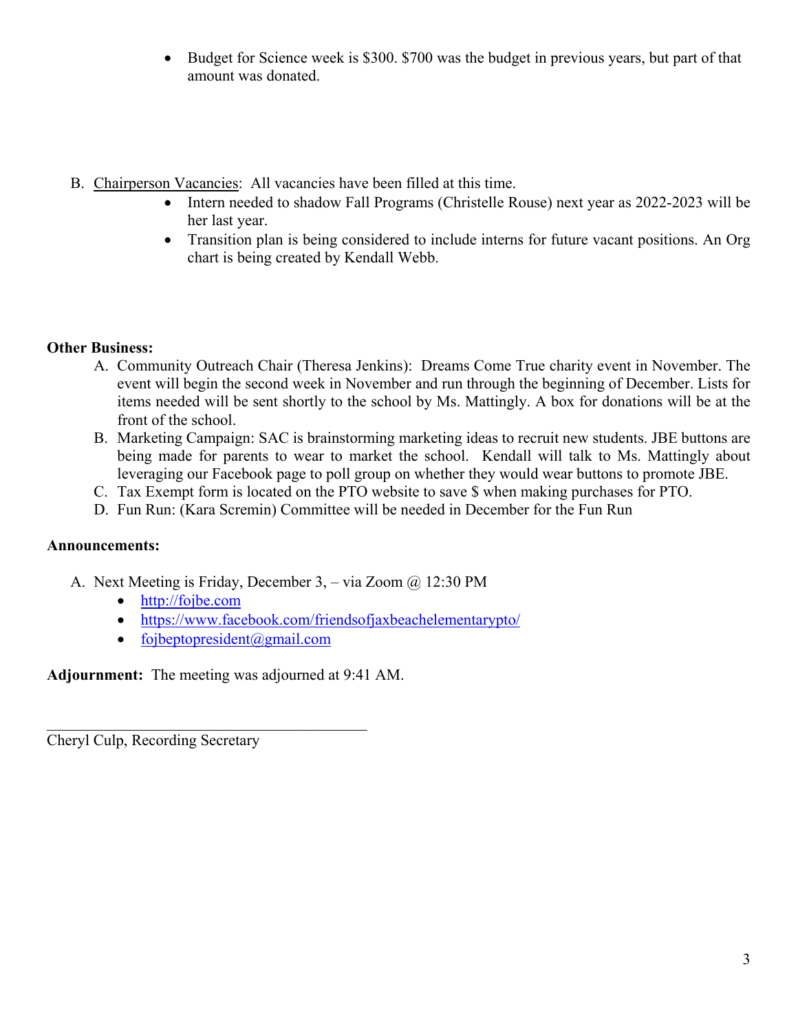- Budget for Science week is $300. $700 was the budget in previous years, but part of that amount was donated.

B. Chairperson Vacancies: All vacancies have been filled at this time.
   - Intern needed to shadow Fall Programs (Christelle Rouse) next year as 2022-2023 will be her last year.
   - Transition plan is being considered to include interns for future vacant positions. An Org chart is being created by Kendall Webb.

**Other Business:**

A. Community Outreach Chair (Theresa Jenkins): Dreams Come True charity event in November. The event will begin the second week in November and run through the beginning of December. Lists for items needed will be sent shortly to the school by Ms. Mattingly. A box for donations will be at the front of the school.
B. Marketing Campaign: SAC is brainstorming marketing ideas to recruit new students. JBE buttons are being made for parents to wear to market the school. Kendall will talk to Ms. Mattingly about leveraging our Facebook page to poll group on whether they would wear buttons to promote JBE.
C. Tax Exempt form is located on the PTO website to save $ when making purchases for PTO.
D. Fun Run: (Kara Scremin) Committee will be needed in December for the Fun Run

**Announcements:**

A. Next Meeting is Friday, December 3, – via Zoom @ 12:30 PM
   - http://fojbe.com
   - https://www.facebook.com/friendsofjaxbeachelementarypto/
   - fojbeptopresident@gmail.com

**Adjournment:** The meeting was adjourned at 9:41 AM.

\_\_\_\_\_\_\_\_\_\_\_\_\_\_\_\_\_\_\_\_\_\_\_\_\_\_\_\_\_\_\_\_\_\_\_\_\_\_

Cheryl Culp, Recording Secretary